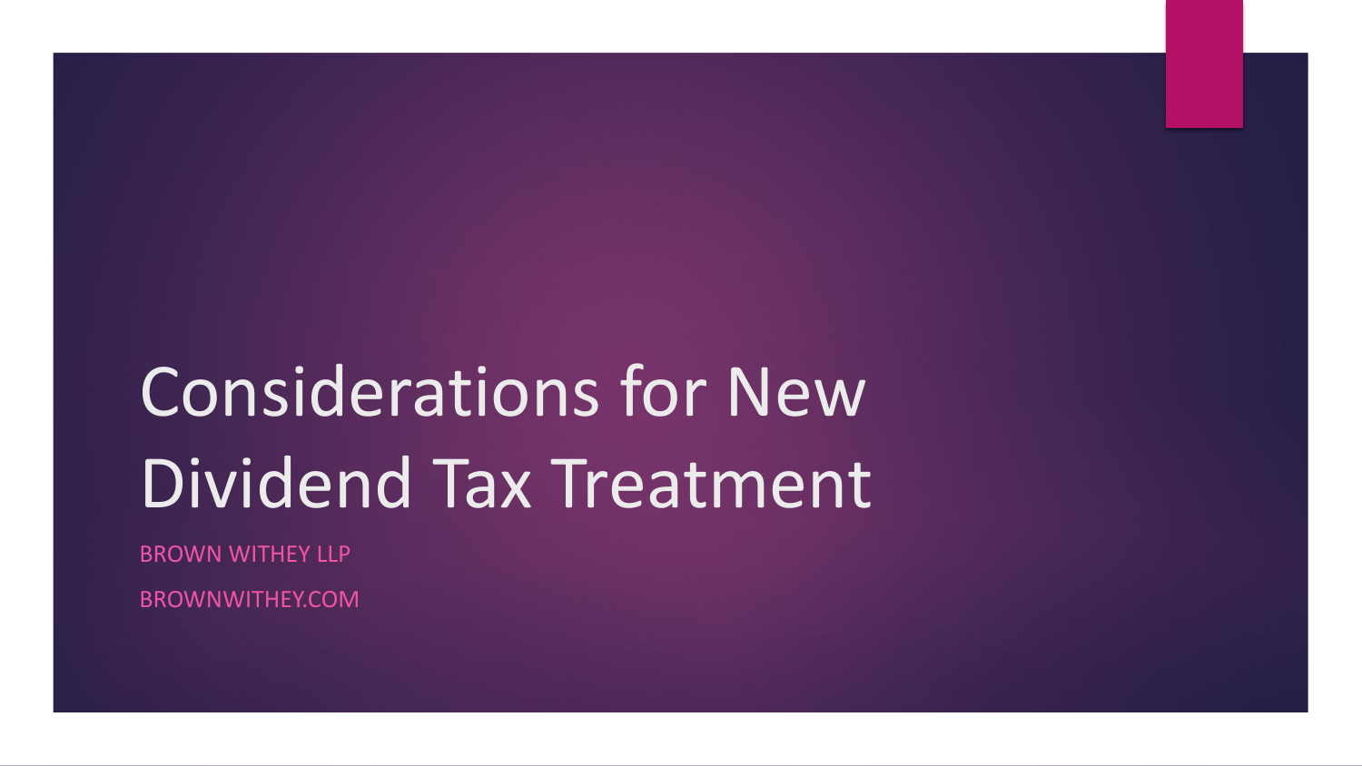# Considerations for New Dividend Tax Treatment

BROWN WITHEY LLP

BROWNWITHEY.COM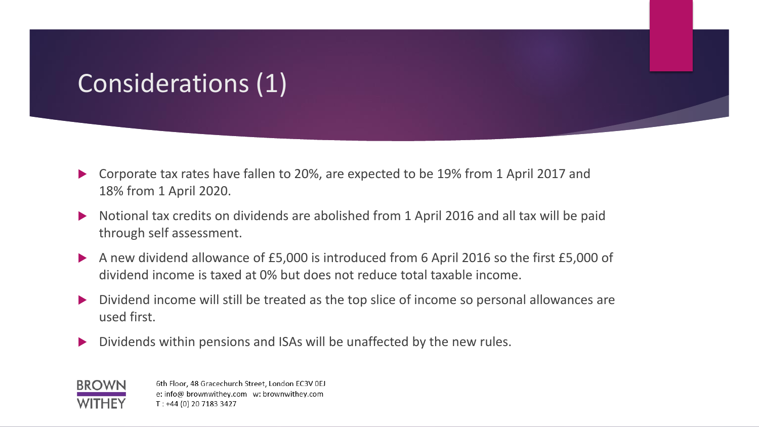# Considerations (1)

- Corporate tax rates have fallen to 20%, are expected to be 19% from 1 April 2017 and 18% from 1 April 2020.
- Notional tax credits on dividends are abolished from 1 April 2016 and all tax will be paid through self assessment.
- A new dividend allowance of £5,000 is introduced from 6 April 2016 so the first £5,000 of dividend income is taxed at 0% but does not reduce total taxable income.
- Dividend income will still be treated as the top slice of income so personal allowances are used first.
- Dividends within pensions and ISAs will be unaffected by the new rules.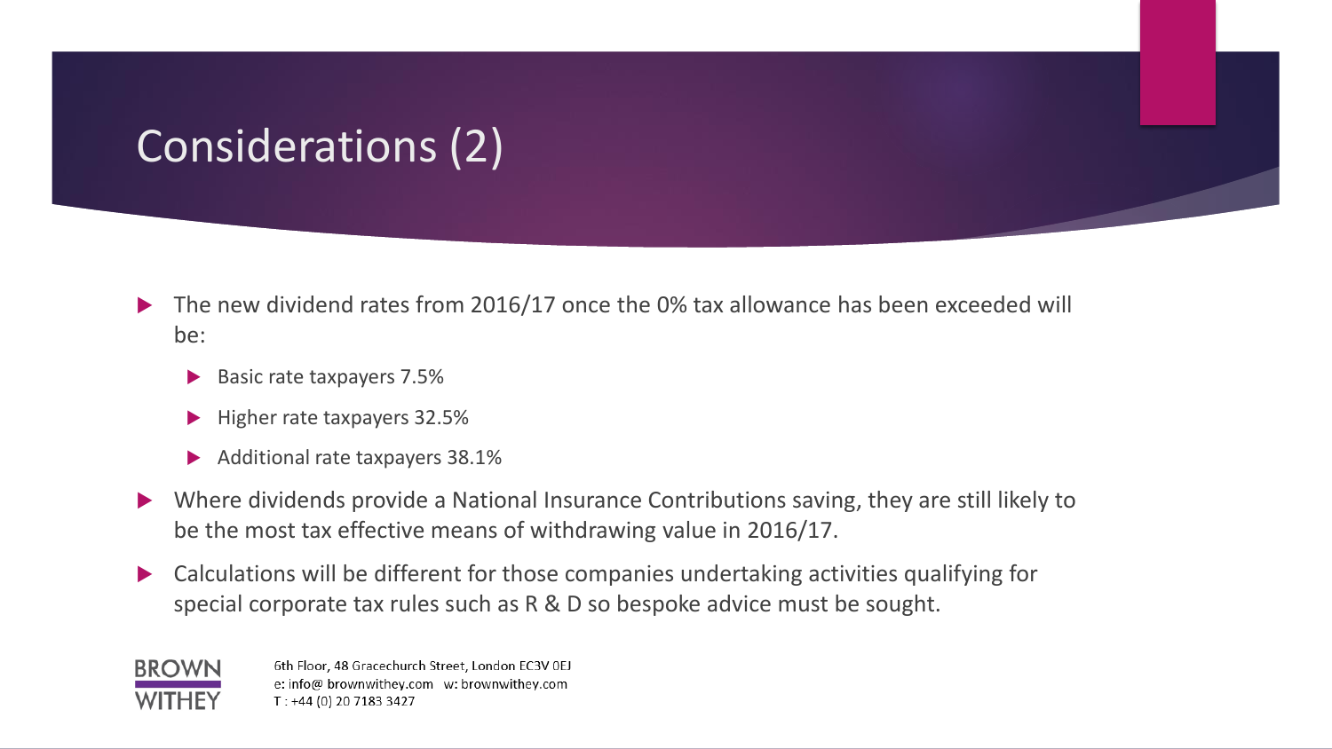# Considerations (2)

- The new dividend rates from 2016/17 once the 0% tax allowance has been exceeded will be:
  - Basic rate taxpayers 7.5%
  - Higher rate taxpayers 32.5%
  - Additional rate taxpayers 38.1%
- Where dividends provide a National Insurance Contributions saving, they are still likely to be the most tax effective means of withdrawing value in 2016/17.
- Calculations will be different for those companies undertaking activities qualifying for special corporate tax rules such as R & D so bespoke advice must be sought.

BROWN WITHEY

6th Floor, 48 Gracechurch Street, London EC3V 0EJ
e: info@ brownwithey.com w: brownwithey.com
T : +44 (0) 20 7183 3427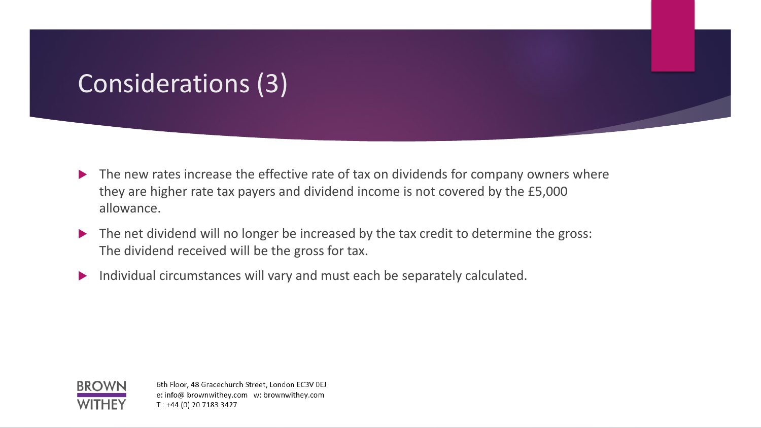# Considerations (3)

- The new rates increase the effective rate of tax on dividends for company owners where they are higher rate tax payers and dividend income is not covered by the £5,000 allowance.
- The net dividend will no longer be increased by the tax credit to determine the gross: The dividend received will be the gross for tax.
- Individual circumstances will vary and must each be separately calculated.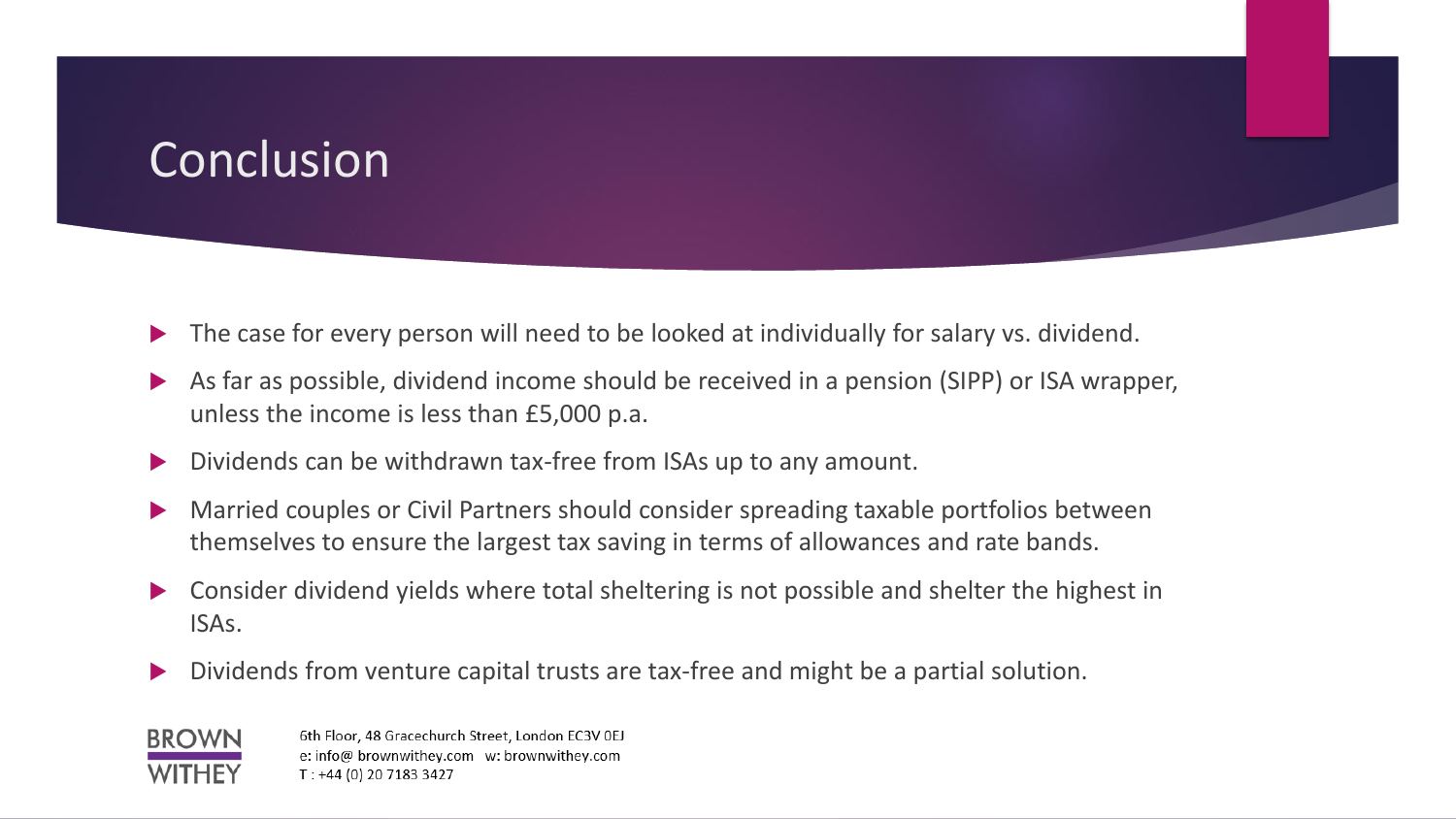# Conclusion

- The case for every person will need to be looked at individually for salary vs. dividend.
- As far as possible, dividend income should be received in a pension (SIPP) or ISA wrapper, unless the income is less than £5,000 p.a.
- Dividends can be withdrawn tax-free from ISAs up to any amount.
- Married couples or Civil Partners should consider spreading taxable portfolios between themselves to ensure the largest tax saving in terms of allowances and rate bands.
- Consider dividend yields where total sheltering is not possible and shelter the highest in ISAs.
- Dividends from venture capital trusts are tax-free and might be a partial solution.

BROWN WITHEY

6th Floor, 48 Gracechurch Street, London EC3V 0EJ
e: info@ brownwithey.com w: brownwithey.com
T : +44 (0) 20 7183 3427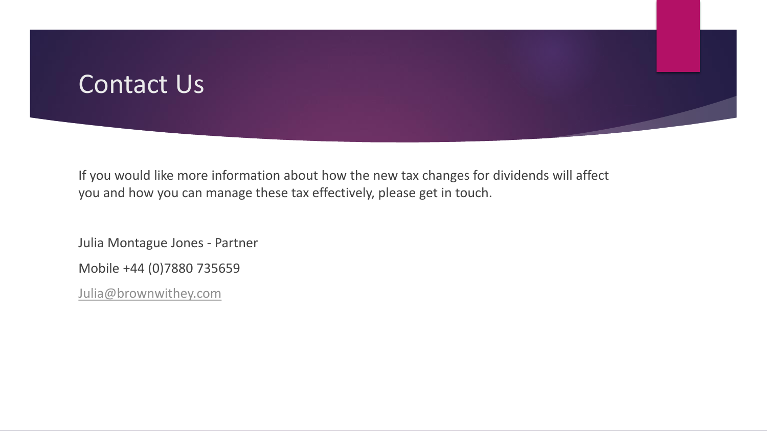# Contact Us

If you would like more information about how the new tax changes for dividends will affect you and how you can manage these tax effectively, please get in touch.

Julia Montague Jones - Partner

Mobile +44 (0)7880 735659

Julia@brownwithey.com